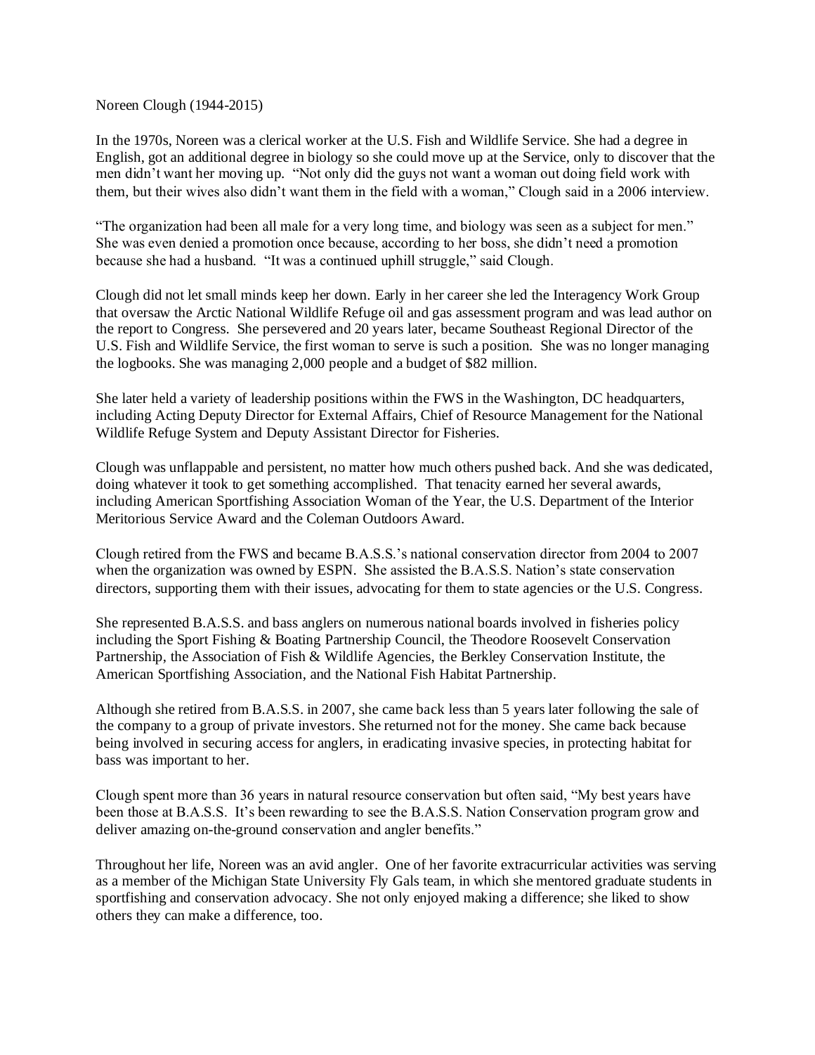Noreen Clough (1944-2015)

In the 1970s, Noreen was a clerical worker at the U.S. Fish and Wildlife Service. She had a degree in English, got an additional degree in biology so she could move up at the Service, only to discover that the men didn't want her moving up. "Not only did the guys not want a woman out doing field work with them, but their wives also didn't want them in the field with a woman," Clough said in a 2006 interview.

"The organization had been all male for a very long time, and biology was seen as a subject for men." She was even denied a promotion once because, according to her boss, she didn't need a promotion because she had a husband. "It was a continued uphill struggle," said Clough.

Clough did not let small minds keep her down. Early in her career she led the Interagency Work Group that oversaw the Arctic National Wildlife Refuge oil and gas assessment program and was lead author on the report to Congress. She persevered and 20 years later, became Southeast Regional Director of the U.S. Fish and Wildlife Service, the first woman to serve is such a position. She was no longer managing the logbooks. She was managing 2,000 people and a budget of $82 million.

She later held a variety of leadership positions within the FWS in the Washington, DC headquarters, including Acting Deputy Director for External Affairs, Chief of Resource Management for the National Wildlife Refuge System and Deputy Assistant Director for Fisheries.

Clough was unflappable and persistent, no matter how much others pushed back. And she was dedicated, doing whatever it took to get something accomplished. That tenacity earned her several awards, including American Sportfishing Association Woman of the Year, the U.S. Department of the Interior Meritorious Service Award and the Coleman Outdoors Award.

Clough retired from the FWS and became B.A.S.S.'s national conservation director from 2004 to 2007 when the organization was owned by ESPN. She assisted the B.A.S.S. Nation's state conservation directors, supporting them with their issues, advocating for them to state agencies or the U.S. Congress.

She represented B.A.S.S. and bass anglers on numerous national boards involved in fisheries policy including the Sport Fishing & Boating Partnership Council, the Theodore Roosevelt Conservation Partnership, the Association of Fish & Wildlife Agencies, the Berkley Conservation Institute, the American Sportfishing Association, and the National Fish Habitat Partnership.

Although she retired from B.A.S.S. in 2007, she came back less than 5 years later following the sale of the company to a group of private investors. She returned not for the money. She came back because being involved in securing access for anglers, in eradicating invasive species, in protecting habitat for bass was important to her.

Clough spent more than 36 years in natural resource conservation but often said, "My best years have been those at B.A.S.S. It's been rewarding to see the B.A.S.S. Nation Conservation program grow and deliver amazing on-the-ground conservation and angler benefits."

Throughout her life, Noreen was an avid angler. One of her favorite extracurricular activities was serving as a member of the Michigan State University Fly Gals team, in which she mentored graduate students in sportfishing and conservation advocacy. She not only enjoyed making a difference; she liked to show others they can make a difference, too.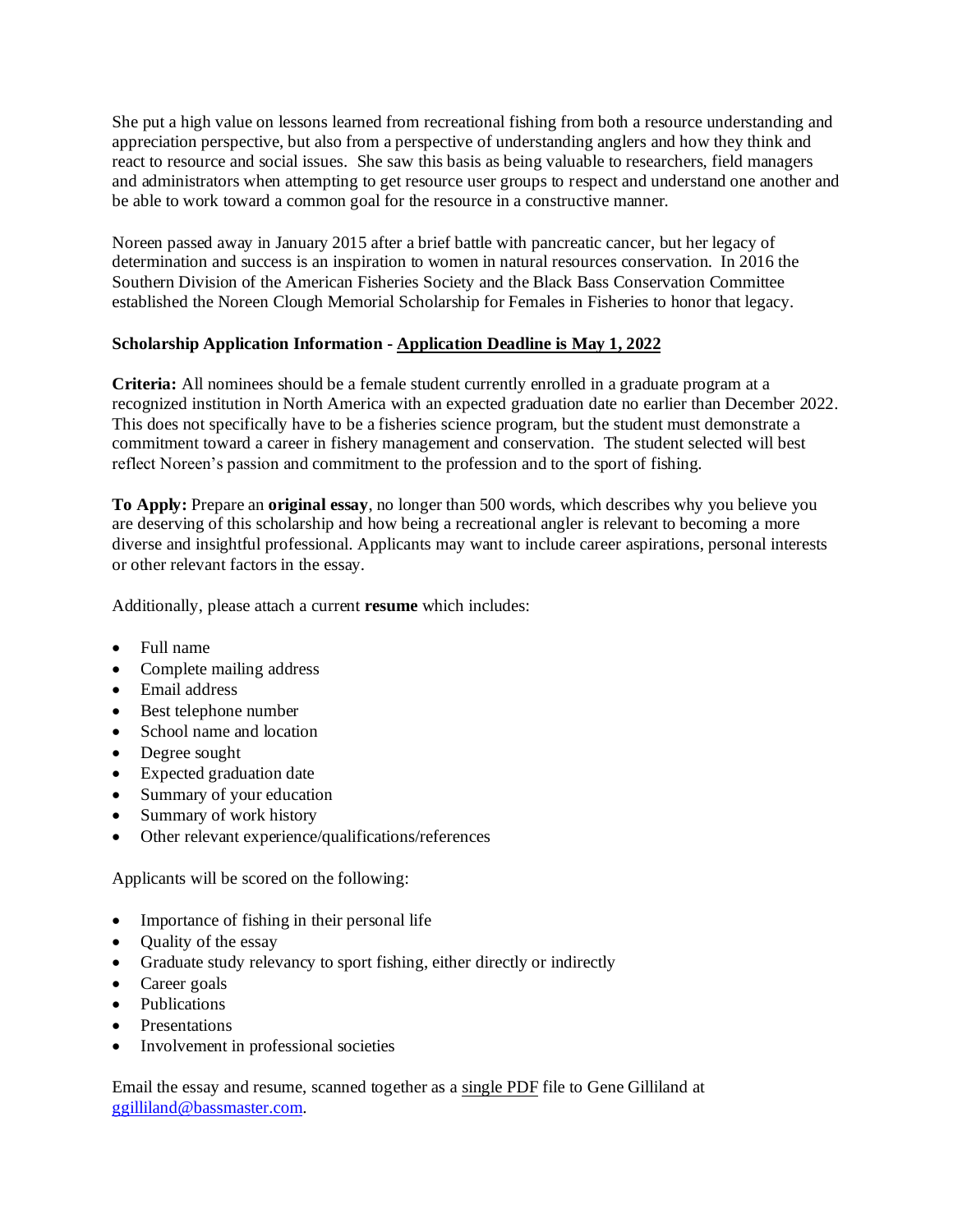She put a high value on lessons learned from recreational fishing from both a resource understanding and appreciation perspective, but also from a perspective of understanding anglers and how they think and react to resource and social issues. She saw this basis as being valuable to researchers, field managers and administrators when attempting to get resource user groups to respect and understand one another and be able to work toward a common goal for the resource in a constructive manner.

Noreen passed away in January 2015 after a brief battle with pancreatic cancer, but her legacy of determination and success is an inspiration to women in natural resources conservation. In 2016 the Southern Division of the American Fisheries Society and the Black Bass Conservation Committee established the Noreen Clough Memorial Scholarship for Females in Fisheries to honor that legacy.

**Scholarship Application Information - Application Deadline is May 1, 2022**

**Criteria:** All nominees should be a female student currently enrolled in a graduate program at a recognized institution in North America with an expected graduation date no earlier than December 2022. This does not specifically have to be a fisheries science program, but the student must demonstrate a commitment toward a career in fishery management and conservation. The student selected will best reflect Noreen's passion and commitment to the profession and to the sport of fishing.

**To Apply:** Prepare an **original essay**, no longer than 500 words, which describes why you believe you are deserving of this scholarship and how being a recreational angler is relevant to becoming a more diverse and insightful professional. Applicants may want to include career aspirations, personal interests or other relevant factors in the essay.

Additionally, please attach a current **resume** which includes:

- Full name
- Complete mailing address
- Email address
- Best telephone number
- School name and location
- Degree sought
- Expected graduation date
- Summary of your education
- Summary of work history
- Other relevant experience/qualifications/references

Applicants will be scored on the following:

- Importance of fishing in their personal life
- Quality of the essay
- Graduate study relevancy to sport fishing, either directly or indirectly
- Career goals
- Publications
- Presentations
- Involvement in professional societies

Email the essay and resume, scanned together as a single PDF file to Gene Gilliland at ggilliland@bassmaster.com.